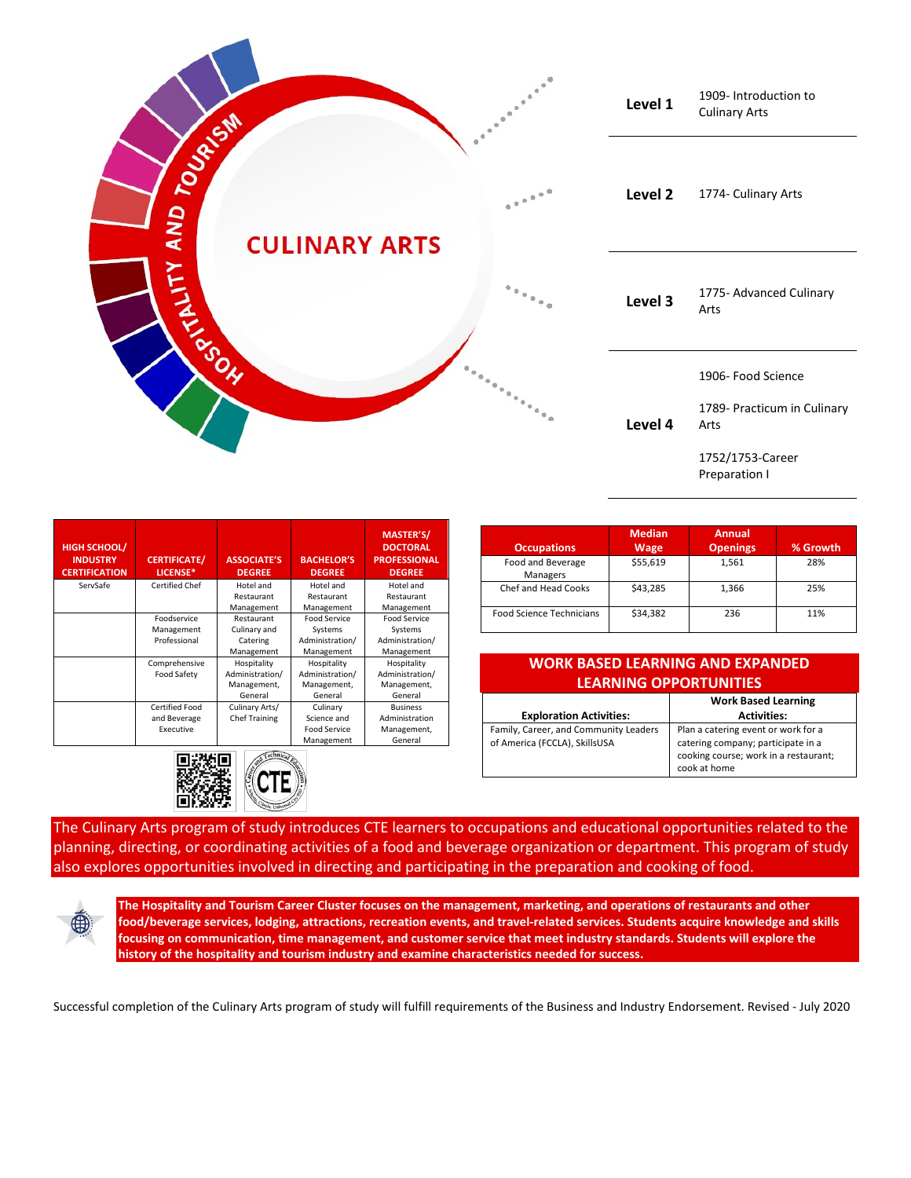# CULINARY ARTS

HOSPITALITY AND TOURISM

| Level | Courses |
|---|---|
| Level 1 | 1909- Introduction to Culinary Arts |
| Level 2 | 1774- Culinary Arts |
| Level 3 | 1775- Advanced Culinary Arts |
| Level 4 | 1906- Food Science<br>1789- Practicum in Culinary Arts<br>1752/1753-Career Preparation I |

| HIGH SCHOOL/ INDUSTRY CERTIFICATION | CERTIFICATE/ LICENSE* | ASSOCIATE'S DEGREE | BACHELOR'S DEGREE | MASTER'S/ DOCTORAL PROFESSIONAL DEGREE |
|---|---|---|---|---|
| ServSafe | Certified Chef | Hotel and Restaurant Management | Hotel and Restaurant Management | Hotel and Restaurant Management |
| | Foodservice Management Professional | Restaurant Culinary and Catering Management | Food Service Systems Administration/ Management | Food Service Systems Administration/ Management |
| | Comprehensive Food Safety | Hospitality Administration/ Management, General | Hospitality Administration/ Management, General | Hospitality Administration/ Management, General |
| | Certified Food and Beverage Executive | Culinary Arts/ Chef Training | Culinary Science and Food Service Management | Business Administration Management, General |

| Occupations | Median Wage | Annual Openings | % Growth |
|---|---|---|---|
| Food and Beverage Managers | $55,619 | 1,561 | 28% |
| Chef and Head Cooks | $43,285 | 1,366 | 25% |
| Food Science Technicians | $34,382 | 236 | 11% |

## WORK BASED LEARNING AND EXPANDED LEARNING OPPORTUNITIES

| Exploration Activities: | Work Based Learning Activities: |
|---|---|
| Family, Career, and Community Leaders of America (FCCLA), SkillsUSA | Plan a catering event or work for a catering company; participate in a cooking course; work in a restaurant; cook at home |

The Culinary Arts program of study introduces CTE learners to occupations and educational opportunities related to the planning, directing, or coordinating activities of a food and beverage organization or department. This program of study also explores opportunities involved in directing and participating in the preparation and cooking of food.

**The Hospitality and Tourism Career Cluster focuses on the management, marketing, and operations of restaurants and other food/beverage services, lodging, attractions, recreation events, and travel-related services. Students acquire knowledge and skills focusing on communication, time management, and customer service that meet industry standards. Students will explore the history of the hospitality and tourism industry and examine characteristics needed for success.**

Successful completion of the Culinary Arts program of study will fulfill requirements of the Business and Industry Endorsement. Revised - July 2020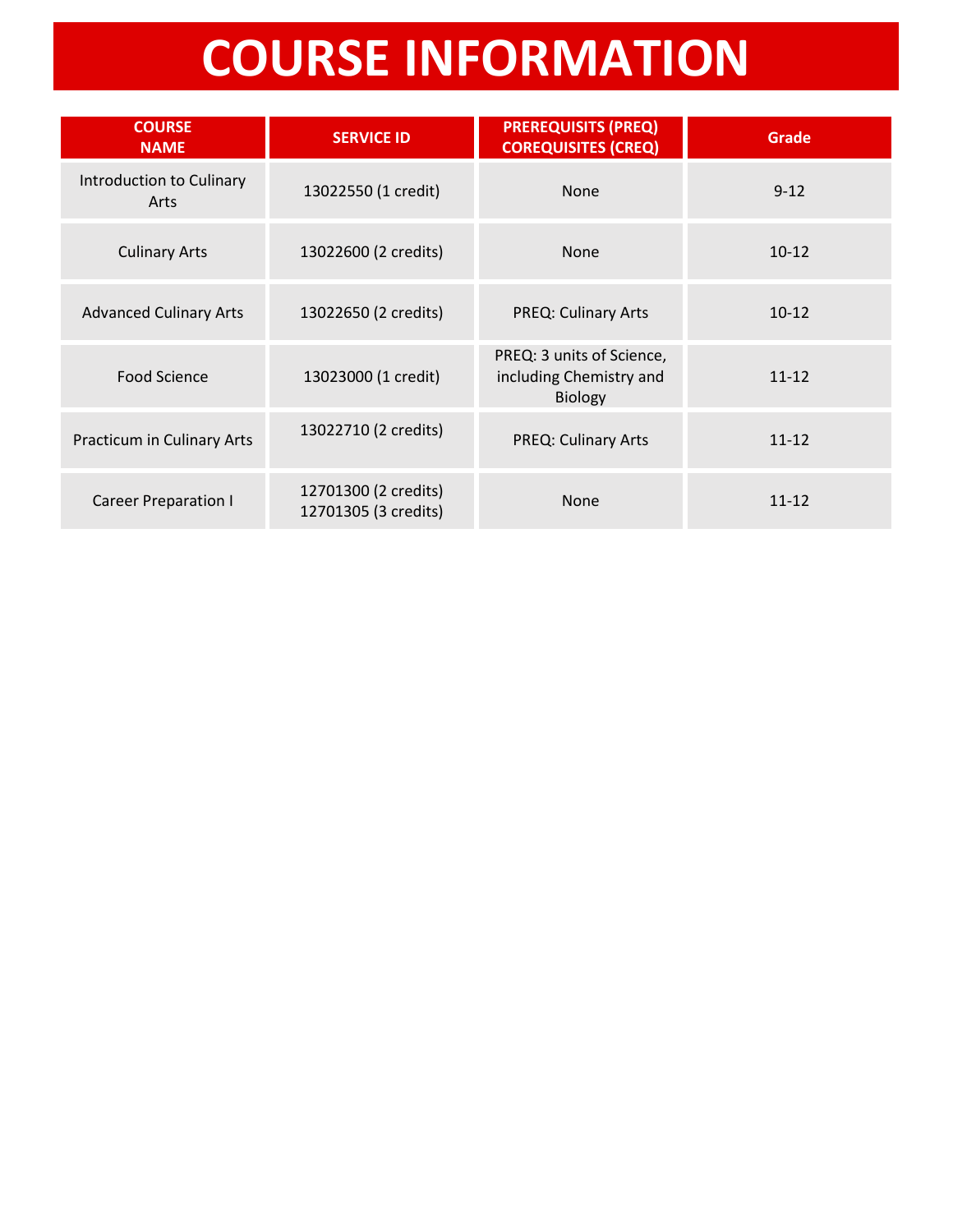# COURSE INFORMATION

| COURSE NAME | SERVICE ID | PREREQUISITS (PREQ) COREQUISITES (CREQ) | Grade |
|---|---|---|---|
| Introduction to Culinary Arts | 13022550 (1 credit) | None | 9-12 |
| Culinary Arts | 13022600 (2 credits) | None | 10-12 |
| Advanced Culinary Arts | 13022650 (2 credits) | PREQ: Culinary Arts | 10-12 |
| Food Science | 13023000 (1 credit) | PREQ: 3 units of Science, including Chemistry and Biology | 11-12 |
| Practicum in Culinary Arts | 13022710 (2 credits) | PREQ: Culinary Arts | 11-12 |
| Career Preparation I | 12701300 (2 credits) 12701305 (3 credits) | None | 11-12 |